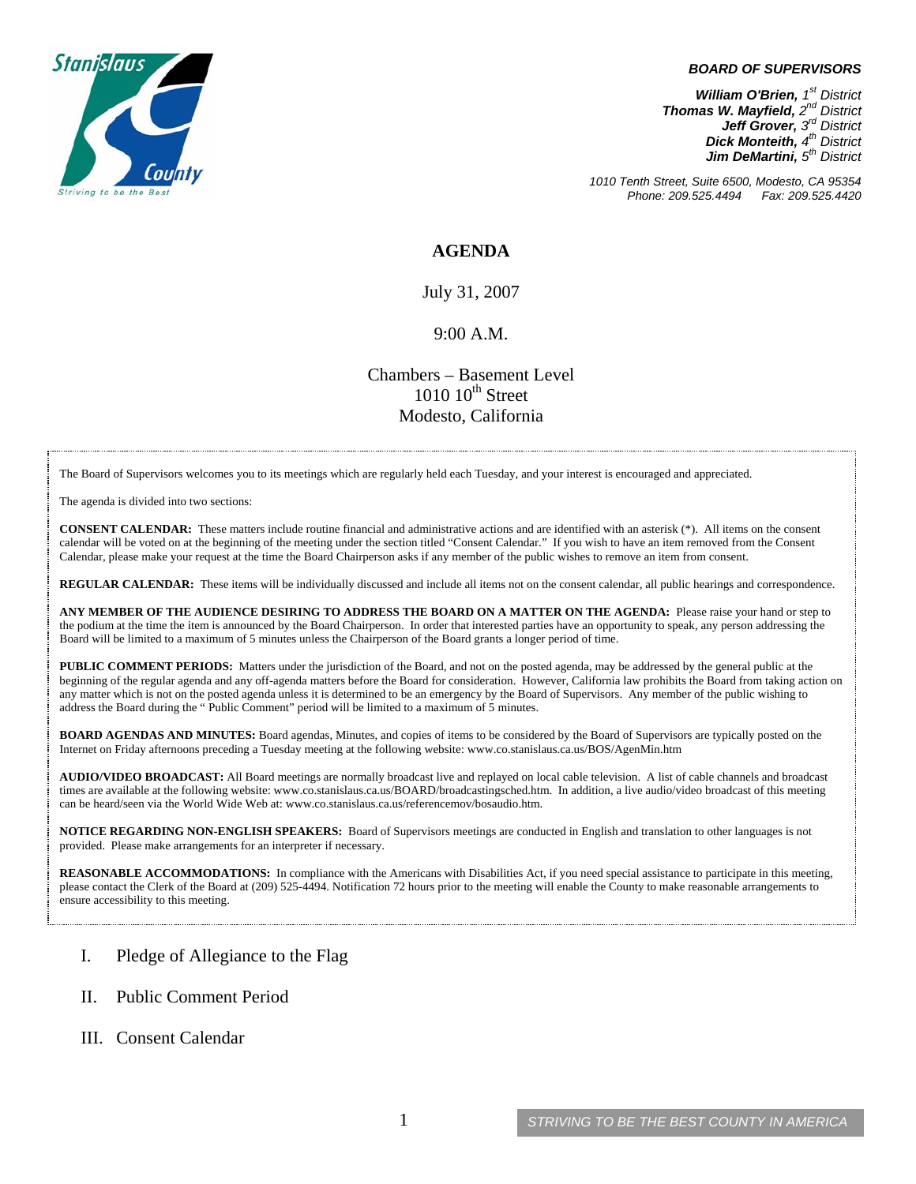Stanislaus County

*Striving to be the Best*

***BOARD OF SUPERVISORS***

***William O'Brien**, 1st District*
***Thomas W. Mayfield**, 2nd District*
***Jeff Grover**, 3rd District*
***Dick Monteith**, 4th District*
***Jim DeMartini**, 5th District*

*1010 Tenth Street, Suite 6500, Modesto, CA 95354*
*Phone: 209.525.4494 Fax: 209.525.4420*

# AGENDA

July 31, 2007

9:00 A.M.

Chambers – Basement Level
1010 10th Street
Modesto, California

The Board of Supervisors welcomes you to its meetings which are regularly held each Tuesday, and your interest is encouraged and appreciated.

The agenda is divided into two sections:

**CONSENT CALENDAR:** These matters include routine financial and administrative actions and are identified with an asterisk (*). All items on the consent calendar will be voted on at the beginning of the meeting under the section titled "Consent Calendar." If you wish to have an item removed from the Consent Calendar, please make your request at the time the Board Chairperson asks if any member of the public wishes to remove an item from consent.

**REGULAR CALENDAR:** These items will be individually discussed and include all items not on the consent calendar, all public hearings and correspondence.

**ANY MEMBER OF THE AUDIENCE DESIRING TO ADDRESS THE BOARD ON A MATTER ON THE AGENDA:** Please raise your hand or step to the podium at the time the item is announced by the Board Chairperson. In order that interested parties have an opportunity to speak, any person addressing the Board will be limited to a maximum of 5 minutes unless the Chairperson of the Board grants a longer period of time.

**PUBLIC COMMENT PERIODS:** Matters under the jurisdiction of the Board, and not on the posted agenda, may be addressed by the general public at the beginning of the regular agenda and any off-agenda matters before the Board for consideration. However, California law prohibits the Board from taking action on any matter which is not on the posted agenda unless it is determined to be an emergency by the Board of Supervisors. Any member of the public wishing to address the Board during the " Public Comment" period will be limited to a maximum of 5 minutes.

**BOARD AGENDAS AND MINUTES:** Board agendas, Minutes, and copies of items to be considered by the Board of Supervisors are typically posted on the Internet on Friday afternoons preceding a Tuesday meeting at the following website: www.co.stanislaus.ca.us/BOS/AgenMin.htm

**AUDIO/VIDEO BROADCAST:** All Board meetings are normally broadcast live and replayed on local cable television. A list of cable channels and broadcast times are available at the following website: www.co.stanislaus.ca.us/BOARD/broadcastingsched.htm. In addition, a live audio/video broadcast of this meeting can be heard/seen via the World Wide Web at: www.co.stanislaus.ca.us/referencemov/bosaudio.htm.

**NOTICE REGARDING NON-ENGLISH SPEAKERS:** Board of Supervisors meetings are conducted in English and translation to other languages is not provided. Please make arrangements for an interpreter if necessary.

**REASONABLE ACCOMMODATIONS:** In compliance with the Americans with Disabilities Act, if you need special assistance to participate in this meeting, please contact the Clerk of the Board at (209) 525-4494. Notification 72 hours prior to the meeting will enable the County to make reasonable arrangements to ensure accessibility to this meeting.

I. Pledge of Allegiance to the Flag

II. Public Comment Period

III. Consent Calendar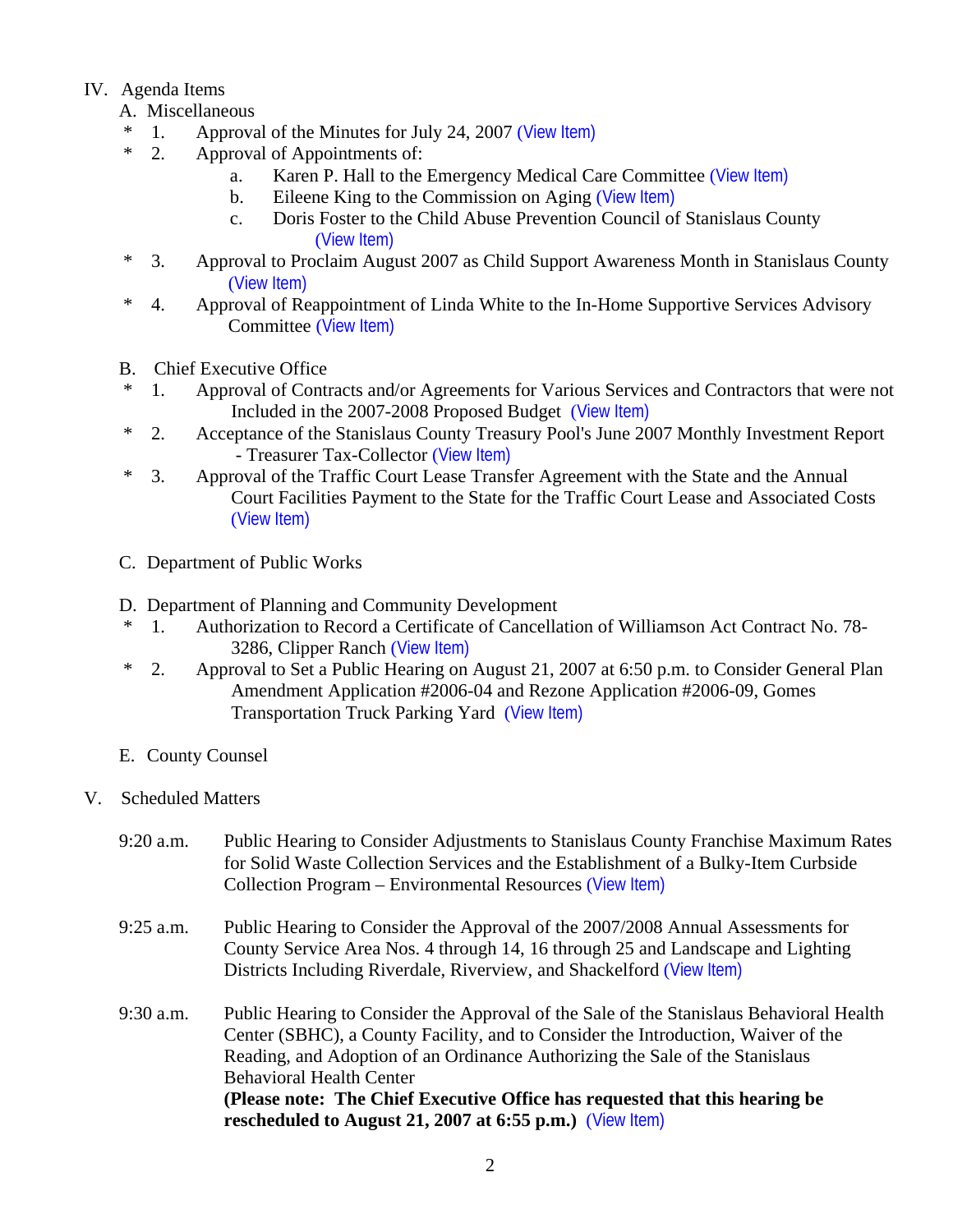IV. Agenda Items

A. Miscellaneous

* 1. Approval of the Minutes for July 24, 2007 (View Item)
* 2. Approval of Appointments of:
   - a. Karen P. Hall to the Emergency Medical Care Committee (View Item)
   - b. Eileene King to the Commission on Aging (View Item)
   - c. Doris Foster to the Child Abuse Prevention Council of Stanislaus County (View Item)
* 3. Approval to Proclaim August 2007 as Child Support Awareness Month in Stanislaus County (View Item)
* 4. Approval of Reappointment of Linda White to the In-Home Supportive Services Advisory Committee (View Item)

B. Chief Executive Office

* 1. Approval of Contracts and/or Agreements for Various Services and Contractors that were not Included in the 2007-2008 Proposed Budget (View Item)
* 2. Acceptance of the Stanislaus County Treasury Pool's June 2007 Monthly Investment Report - Treasurer Tax-Collector (View Item)
* 3. Approval of the Traffic Court Lease Transfer Agreement with the State and the Annual Court Facilities Payment to the State for the Traffic Court Lease and Associated Costs (View Item)

C. Department of Public Works

D. Department of Planning and Community Development

* 1. Authorization to Record a Certificate of Cancellation of Williamson Act Contract No. 78-3286, Clipper Ranch (View Item)
* 2. Approval to Set a Public Hearing on August 21, 2007 at 6:50 p.m. to Consider General Plan Amendment Application #2006-04 and Rezone Application #2006-09, Gomes Transportation Truck Parking Yard (View Item)

E. County Counsel

V. Scheduled Matters

9:20 a.m. Public Hearing to Consider Adjustments to Stanislaus County Franchise Maximum Rates for Solid Waste Collection Services and the Establishment of a Bulky-Item Curbside Collection Program – Environmental Resources (View Item)

9:25 a.m. Public Hearing to Consider the Approval of the 2007/2008 Annual Assessments for County Service Area Nos. 4 through 14, 16 through 25 and Landscape and Lighting Districts Including Riverdale, Riverview, and Shackelford (View Item)

9:30 a.m. Public Hearing to Consider the Approval of the Sale of the Stanislaus Behavioral Health Center (SBHC), a County Facility, and to Consider the Introduction, Waiver of the Reading, and Adoption of an Ordinance Authorizing the Sale of the Stanislaus Behavioral Health Center
**(Please note: The Chief Executive Office has requested that this hearing be rescheduled to August 21, 2007 at 6:55 p.m.)** (View Item)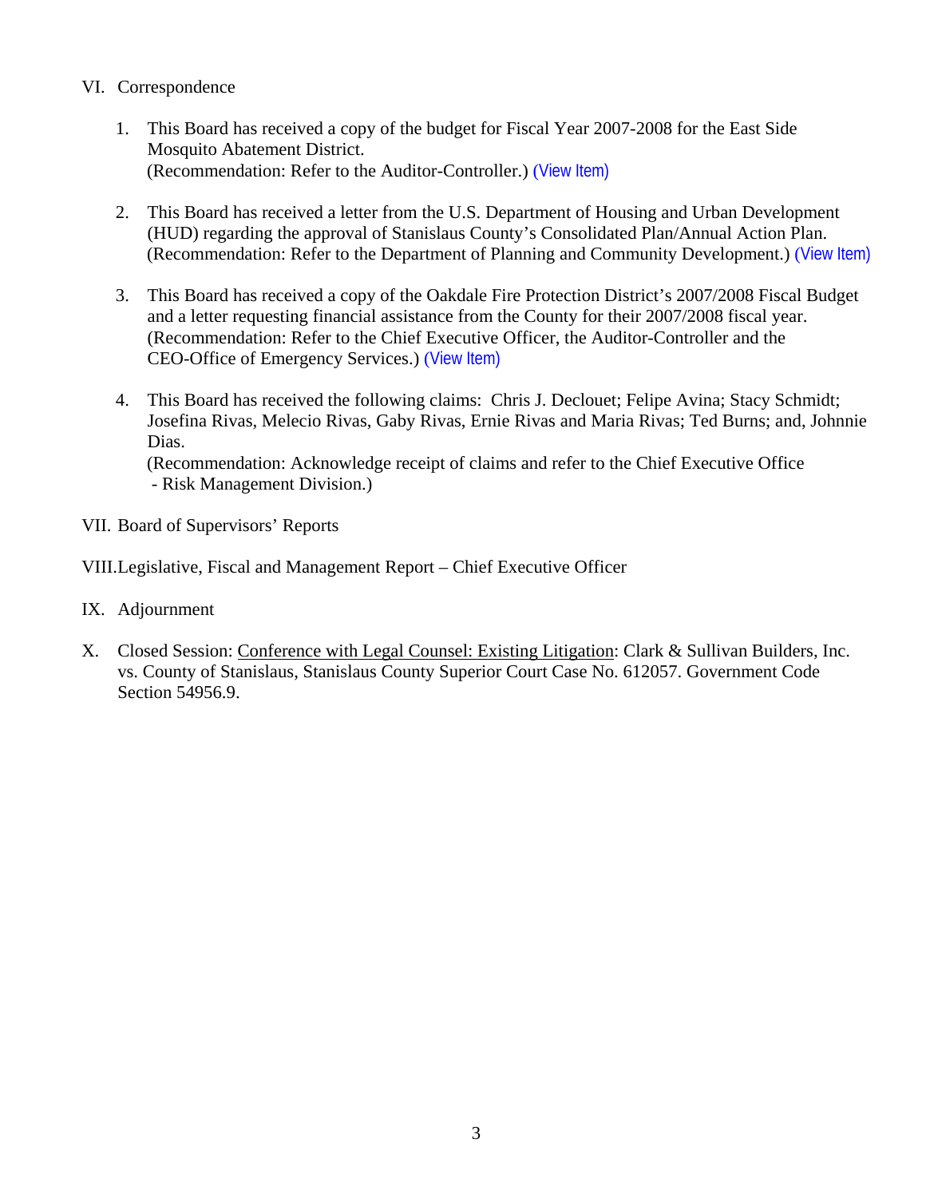VI. Correspondence

1. This Board has received a copy of the budget for Fiscal Year 2007-2008 for the East Side Mosquito Abatement District.
   (Recommendation: Refer to the Auditor-Controller.) (View Item)

2. This Board has received a letter from the U.S. Department of Housing and Urban Development (HUD) regarding the approval of Stanislaus County's Consolidated Plan/Annual Action Plan.
   (Recommendation: Refer to the Department of Planning and Community Development.) (View Item)

3. This Board has received a copy of the Oakdale Fire Protection District's 2007/2008 Fiscal Budget and a letter requesting financial assistance from the County for their 2007/2008 fiscal year.
   (Recommendation: Refer to the Chief Executive Officer, the Auditor-Controller and the CEO-Office of Emergency Services.) (View Item)

4. This Board has received the following claims: Chris J. Declouet; Felipe Avina; Stacy Schmidt; Josefina Rivas, Melecio Rivas, Gaby Rivas, Ernie Rivas and Maria Rivas; Ted Burns; and, Johnnie Dias.
   (Recommendation: Acknowledge receipt of claims and refer to the Chief Executive Office - Risk Management Division.)

VII. Board of Supervisors' Reports

VIII. Legislative, Fiscal and Management Report – Chief Executive Officer

IX. Adjournment

X. Closed Session: Conference with Legal Counsel: Existing Litigation: Clark & Sullivan Builders, Inc. vs. County of Stanislaus, Stanislaus County Superior Court Case No. 612057. Government Code Section 54956.9.